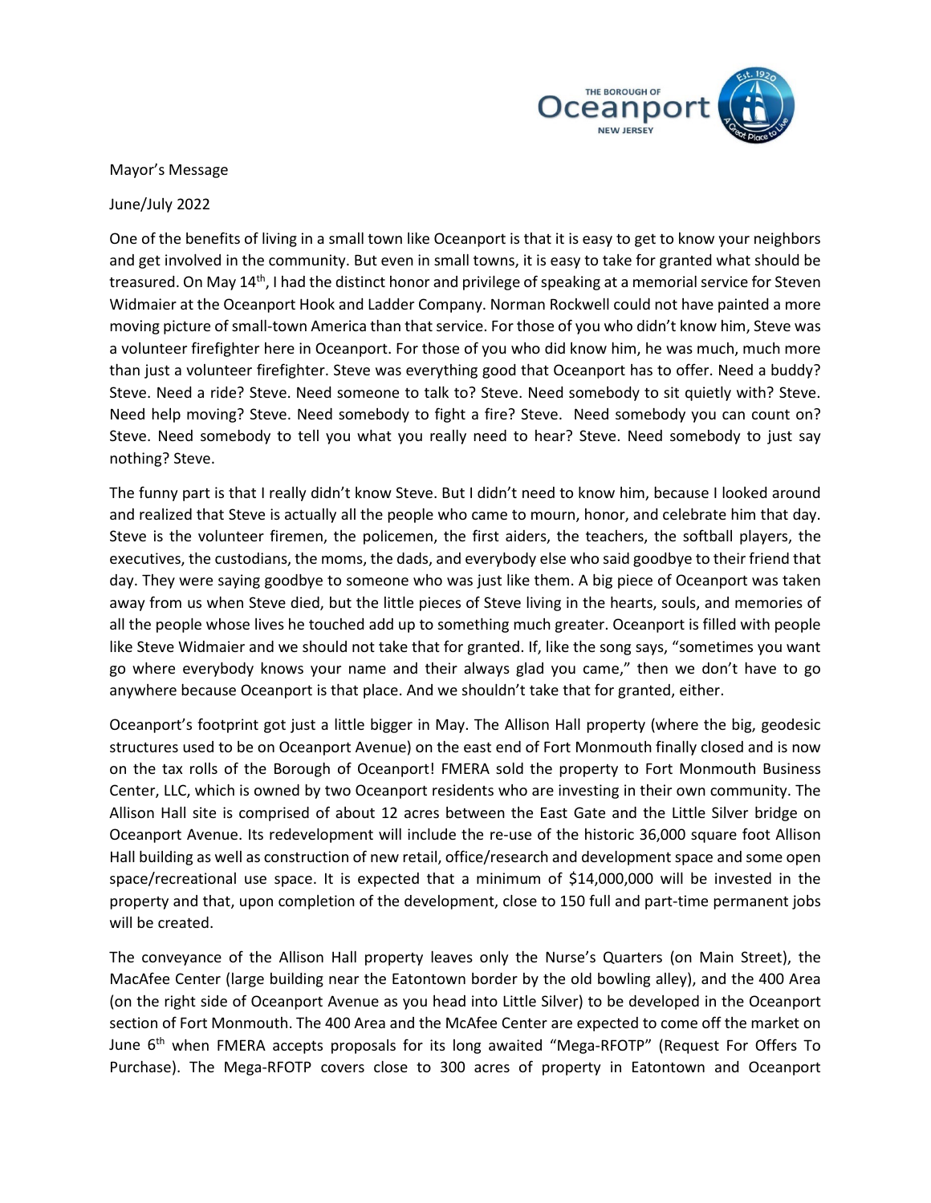Mayor's Message

June/July 2022

One of the benefits of living in a small town like Oceanport is that it is easy to get to know your neighbors and get involved in the community. But even in small towns, it is easy to take for granted what should be treasured. On May 14th, I had the distinct honor and privilege of speaking at a memorial service for Steven Widmaier at the Oceanport Hook and Ladder Company. Norman Rockwell could not have painted a more moving picture of small-town America than that service. For those of you who didn't know him, Steve was a volunteer firefighter here in Oceanport. For those of you who did know him, he was much, much more than just a volunteer firefighter. Steve was everything good that Oceanport has to offer. Need a buddy? Steve. Need a ride? Steve. Need someone to talk to? Steve. Need somebody to sit quietly with? Steve. Need help moving? Steve. Need somebody to fight a fire? Steve. Need somebody you can count on? Steve. Need somebody to tell you what you really need to hear? Steve. Need somebody to just say nothing? Steve.

The funny part is that I really didn't know Steve. But I didn't need to know him, because I looked around and realized that Steve is actually all the people who came to mourn, honor, and celebrate him that day. Steve is the volunteer firemen, the policemen, the first aiders, the teachers, the softball players, the executives, the custodians, the moms, the dads, and everybody else who said goodbye to their friend that day. They were saying goodbye to someone who was just like them. A big piece of Oceanport was taken away from us when Steve died, but the little pieces of Steve living in the hearts, souls, and memories of all the people whose lives he touched add up to something much greater. Oceanport is filled with people like Steve Widmaier and we should not take that for granted. If, like the song says, "sometimes you want go where everybody knows your name and their always glad you came," then we don't have to go anywhere because Oceanport is that place. And we shouldn't take that for granted, either.

Oceanport's footprint got just a little bigger in May. The Allison Hall property (where the big, geodesic structures used to be on Oceanport Avenue) on the east end of Fort Monmouth finally closed and is now on the tax rolls of the Borough of Oceanport! FMERA sold the property to Fort Monmouth Business Center, LLC, which is owned by two Oceanport residents who are investing in their own community. The Allison Hall site is comprised of about 12 acres between the East Gate and the Little Silver bridge on Oceanport Avenue. Its redevelopment will include the re-use of the historic 36,000 square foot Allison Hall building as well as construction of new retail, office/research and development space and some open space/recreational use space. It is expected that a minimum of $14,000,000 will be invested in the property and that, upon completion of the development, close to 150 full and part-time permanent jobs will be created.

The conveyance of the Allison Hall property leaves only the Nurse's Quarters (on Main Street), the MacAfee Center (large building near the Eatontown border by the old bowling alley), and the 400 Area (on the right side of Oceanport Avenue as you head into Little Silver) to be developed in the Oceanport section of Fort Monmouth. The 400 Area and the McAfee Center are expected to come off the market on June 6th when FMERA accepts proposals for its long awaited "Mega-RFOTP" (Request For Offers To Purchase). The Mega-RFOTP covers close to 300 acres of property in Eatontown and Oceanport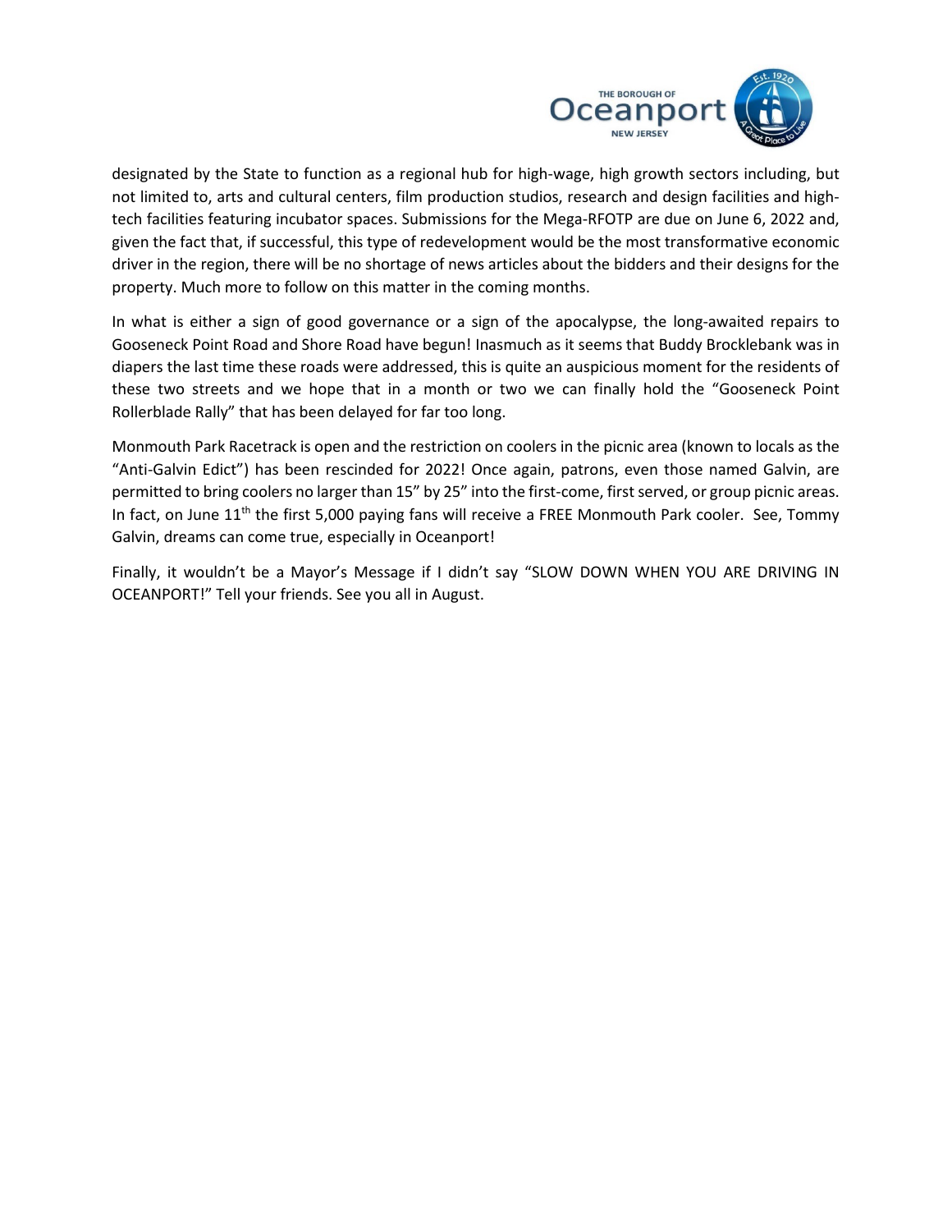designated by the State to function as a regional hub for high-wage, high growth sectors including, but not limited to, arts and cultural centers, film production studios, research and design facilities and high-tech facilities featuring incubator spaces. Submissions for the Mega-RFOTP are due on June 6, 2022 and, given the fact that, if successful, this type of redevelopment would be the most transformative economic driver in the region, there will be no shortage of news articles about the bidders and their designs for the property. Much more to follow on this matter in the coming months.

In what is either a sign of good governance or a sign of the apocalypse, the long-awaited repairs to Gooseneck Point Road and Shore Road have begun! Inasmuch as it seems that Buddy Brocklebank was in diapers the last time these roads were addressed, this is quite an auspicious moment for the residents of these two streets and we hope that in a month or two we can finally hold the "Gooseneck Point Rollerblade Rally" that has been delayed for far too long.

Monmouth Park Racetrack is open and the restriction on coolers in the picnic area (known to locals as the "Anti-Galvin Edict") has been rescinded for 2022! Once again, patrons, even those named Galvin, are permitted to bring coolers no larger than 15" by 25" into the first-come, first served, or group picnic areas. In fact, on June 11th the first 5,000 paying fans will receive a FREE Monmouth Park cooler. See, Tommy Galvin, dreams can come true, especially in Oceanport!

Finally, it wouldn't be a Mayor's Message if I didn't say "SLOW DOWN WHEN YOU ARE DRIVING IN OCEANPORT!" Tell your friends. See you all in August.